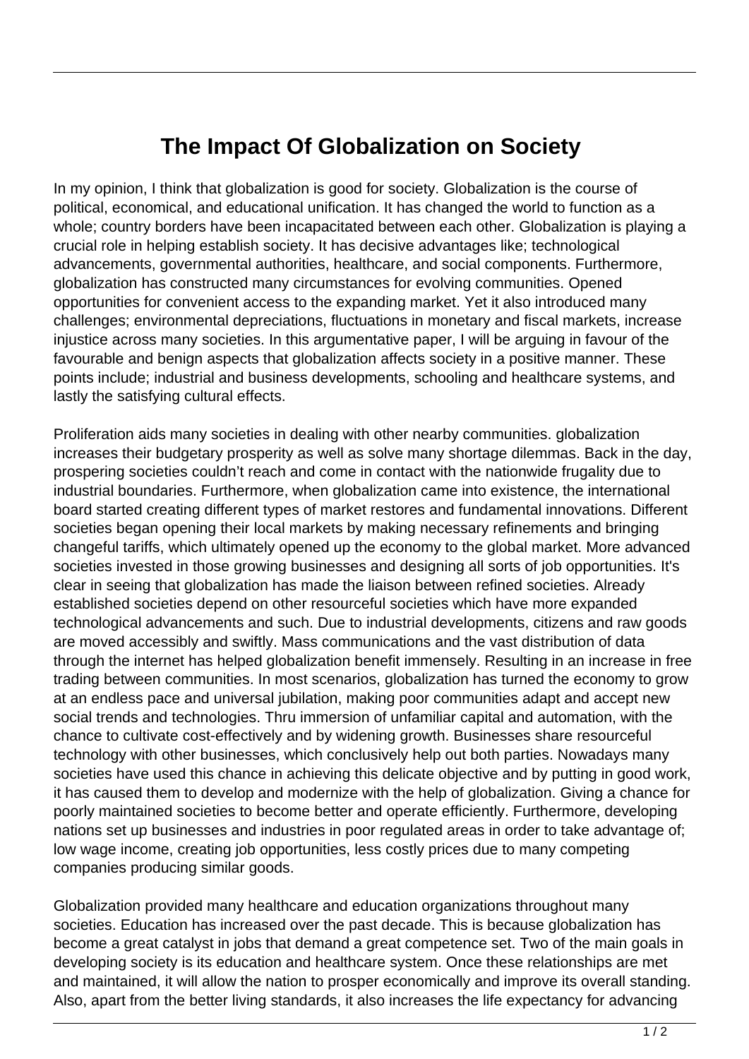# The Impact Of Globalization on Society

In my opinion, I think that globalization is good for society. Globalization is the course of political, economical, and educational unification. It has changed the world to function as a whole; country borders have been incapacitated between each other. Globalization is playing a crucial role in helping establish society. It has decisive advantages like; technological advancements, governmental authorities, healthcare, and social components. Furthermore, globalization has constructed many circumstances for evolving communities. Opened opportunities for convenient access to the expanding market. Yet it also introduced many challenges; environmental depreciations, fluctuations in monetary and fiscal markets, increase injustice across many societies. In this argumentative paper, I will be arguing in favour of the favourable and benign aspects that globalization affects society in a positive manner. These points include; industrial and business developments, schooling and healthcare systems, and lastly the satisfying cultural effects.

Proliferation aids many societies in dealing with other nearby communities. globalization increases their budgetary prosperity as well as solve many shortage dilemmas. Back in the day, prospering societies couldn't reach and come in contact with the nationwide frugality due to industrial boundaries. Furthermore, when globalization came into existence, the international board started creating different types of market restores and fundamental innovations. Different societies began opening their local markets by making necessary refinements and bringing changeful tariffs, which ultimately opened up the economy to the global market. More advanced societies invested in those growing businesses and designing all sorts of job opportunities. It's clear in seeing that globalization has made the liaison between refined societies. Already established societies depend on other resourceful societies which have more expanded technological advancements and such. Due to industrial developments, citizens and raw goods are moved accessibly and swiftly. Mass communications and the vast distribution of data through the internet has helped globalization benefit immensely. Resulting in an increase in free trading between communities. In most scenarios, globalization has turned the economy to grow at an endless pace and universal jubilation, making poor communities adapt and accept new social trends and technologies. Thru immersion of unfamiliar capital and automation, with the chance to cultivate cost-effectively and by widening growth. Businesses share resourceful technology with other businesses, which conclusively help out both parties. Nowadays many societies have used this chance in achieving this delicate objective and by putting in good work, it has caused them to develop and modernize with the help of globalization. Giving a chance for poorly maintained societies to become better and operate efficiently. Furthermore, developing nations set up businesses and industries in poor regulated areas in order to take advantage of; low wage income, creating job opportunities, less costly prices due to many competing companies producing similar goods.

Globalization provided many healthcare and education organizations throughout many societies. Education has increased over the past decade. This is because globalization has become a great catalyst in jobs that demand a great competence set. Two of the main goals in developing society is its education and healthcare system. Once these relationships are met and maintained, it will allow the nation to prosper economically and improve its overall standing. Also, apart from the better living standards, it also increases the life expectancy for advancing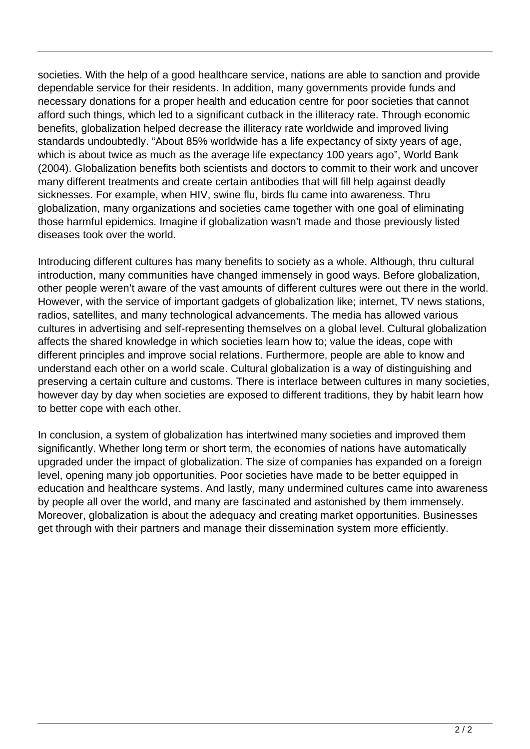societies. With the help of a good healthcare service, nations are able to sanction and provide dependable service for their residents. In addition, many governments provide funds and necessary donations for a proper health and education centre for poor societies that cannot afford such things, which led to a significant cutback in the illiteracy rate. Through economic benefits, globalization helped decrease the illiteracy rate worldwide and improved living standards undoubtedly. "About 85% worldwide has a life expectancy of sixty years of age, which is about twice as much as the average life expectancy 100 years ago", World Bank (2004). Globalization benefits both scientists and doctors to commit to their work and uncover many different treatments and create certain antibodies that will fill help against deadly sicknesses. For example, when HIV, swine flu, birds flu came into awareness. Thru globalization, many organizations and societies came together with one goal of eliminating those harmful epidemics. Imagine if globalization wasn't made and those previously listed diseases took over the world.

Introducing different cultures has many benefits to society as a whole. Although, thru cultural introduction, many communities have changed immensely in good ways. Before globalization, other people weren't aware of the vast amounts of different cultures were out there in the world. However, with the service of important gadgets of globalization like; internet, TV news stations, radios, satellites, and many technological advancements. The media has allowed various cultures in advertising and self-representing themselves on a global level. Cultural globalization affects the shared knowledge in which societies learn how to; value the ideas, cope with different principles and improve social relations. Furthermore, people are able to know and understand each other on a world scale. Cultural globalization is a way of distinguishing and preserving a certain culture and customs. There is interlace between cultures in many societies, however day by day when societies are exposed to different traditions, they by habit learn how to better cope with each other.

In conclusion, a system of globalization has intertwined many societies and improved them significantly. Whether long term or short term, the economies of nations have automatically upgraded under the impact of globalization. The size of companies has expanded on a foreign level, opening many job opportunities. Poor societies have made to be better equipped in education and healthcare systems. And lastly, many undermined cultures came into awareness by people all over the world, and many are fascinated and astonished by them immensely. Moreover, globalization is about the adequacy and creating market opportunities. Businesses get through with their partners and manage their dissemination system more efficiently.